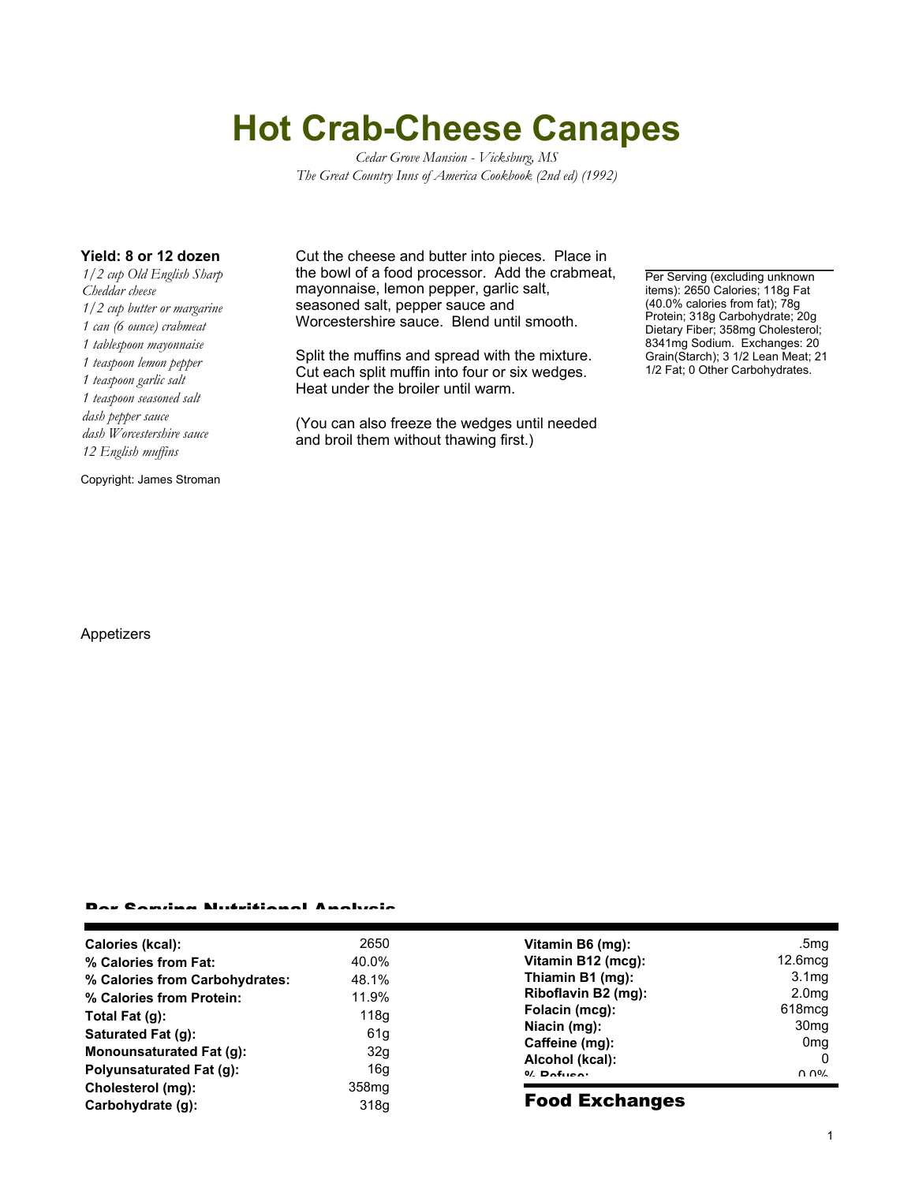# Hot Crab-Cheese Canapes

*Cedar Grove Mansion - Vicksburg, MS*
*The Great Country Inns of America Cookbook (2nd ed) (1992)*

**Yield: 8 or 12 dozen**

*1/2 cup Old English Sharp Cheddar cheese*
*1/2 cup butter or margarine*
*1 can (6 ounce) crabmeat*
*1 tablespoon mayonnaise*
*1 teaspoon lemon pepper*
*1 teaspoon garlic salt*
*1 teaspoon seasoned salt*
*dash pepper sauce*
*dash Worcestershire sauce*
*12 English muffins*

Copyright: James Stroman

Cut the cheese and butter into pieces. Place in the bowl of a food processor. Add the crabmeat, mayonnaise, lemon pepper, garlic salt, seasoned salt, pepper sauce and Worcestershire sauce. Blend until smooth.

Split the muffins and spread with the mixture. Cut each split muffin into four or six wedges. Heat under the broiler until warm.

(You can also freeze the wedges until needed and broil them without thawing first.)

Per Serving (excluding unknown items): 2650 Calories; 118g Fat (40.0% calories from fat); 78g Protein; 318g Carbohydrate; 20g Dietary Fiber; 358mg Cholesterol; 8341mg Sodium. Exchanges: 20 Grain(Starch); 3 1/2 Lean Meat; 21 1/2 Fat; 0 Other Carbohydrates.

Appetizers

## Per Serving Nutritional Analysis

| | |
|---|---|
| **Calories (kcal):** | 2650 |
| **% Calories from Fat:** | 40.0% |
| **% Calories from Carbohydrates:** | 48.1% |
| **% Calories from Protein:** | 11.9% |
| **Total Fat (g):** | 118g |
| **Saturated Fat (g):** | 61g |
| **Monounsaturated Fat (g):** | 32g |
| **Polyunsaturated Fat (g):** | 16g |
| **Cholesterol (mg):** | 358mg |
| **Carbohydrate (g):** | 318g |

| | |
|---|---|
| **Vitamin B6 (mg):** | .5mg |
| **Vitamin B12 (mcg):** | 12.6mcg |
| **Thiamin B1 (mg):** | 3.1mg |
| **Riboflavin B2 (mg):** | 2.0mg |
| **Folacin (mcg):** | 618mcg |
| **Niacin (mg):** | 30mg |
| **Caffeine (mg):** | 0mg |
| **Alcohol (kcal):** | 0 |
| **% Refuse:** | 0.0% |

## Food Exchanges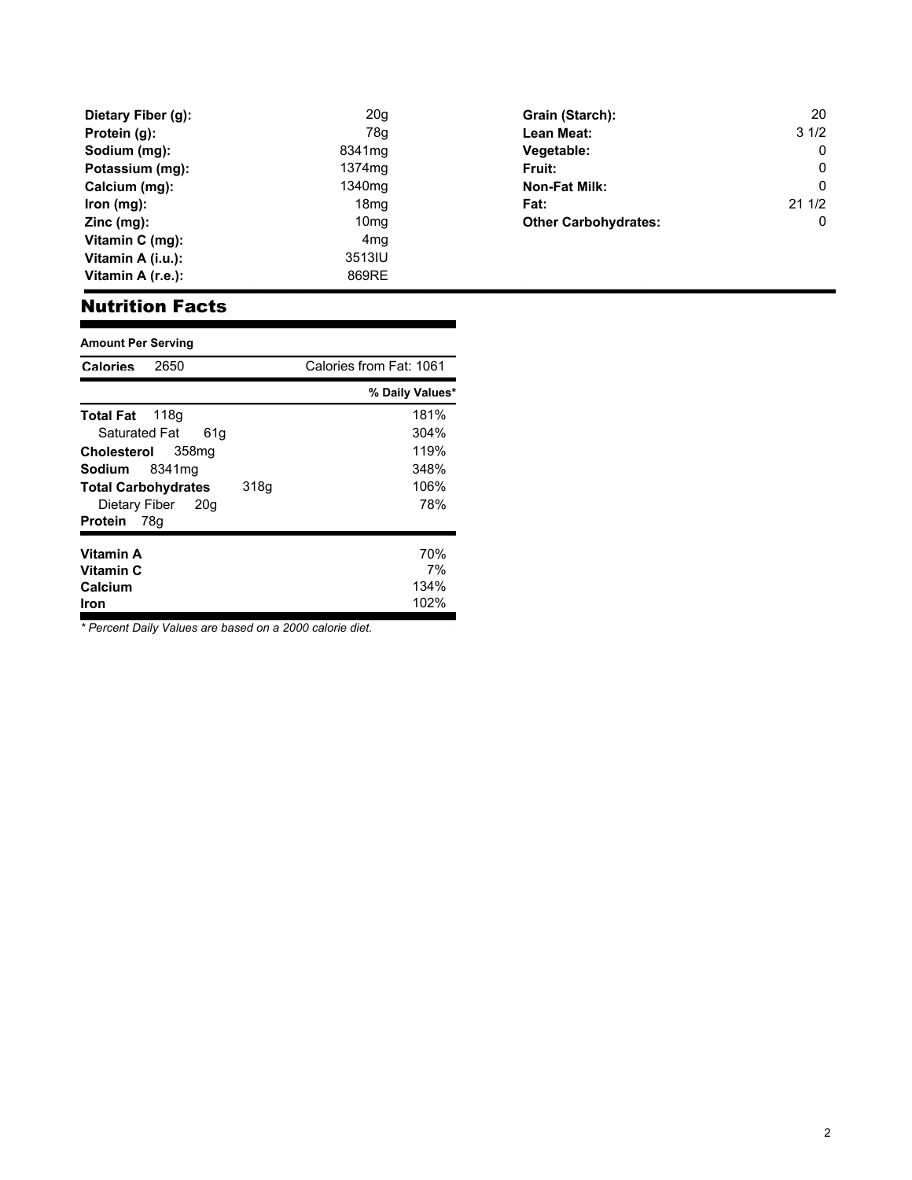| | | | |
|---|---|---|---|
| **Dietary Fiber (g):** | 20g | **Grain (Starch):** | 20 |
| **Protein (g):** | 78g | **Lean Meat:** | 3 1/2 |
| **Sodium (mg):** | 8341mg | **Vegetable:** | 0 |
| **Potassium (mg):** | 1374mg | **Fruit:** | 0 |
| **Calcium (mg):** | 1340mg | **Non-Fat Milk:** | 0 |
| **Iron (mg):** | 18mg | **Fat:** | 21 1/2 |
| **Zinc (mg):** | 10mg | **Other Carbohydrates:** | 0 |
| **Vitamin C (mg):** | 4mg | | |
| **Vitamin A (i.u.):** | 3513IU | | |
| **Vitamin A (r.e.):** | 869RE | | |

## Nutrition Facts

**Amount Per Serving**

| | |
|---|---|
| **Calories** 2650 | Calories from Fat: 1061 |
| | **% Daily Values*** |
| **Total Fat** 118g | 181% |
| Saturated Fat 61g | 304% |
| **Cholesterol** 358mg | 119% |
| **Sodium** 8341mg | 348% |
| **Total Carbohydrates** 318g | 106% |
| Dietary Fiber 20g | 78% |
| **Protein** 78g | |
| **Vitamin A** | 70% |
| **Vitamin C** | 7% |
| **Calcium** | 134% |
| **Iron** | 102% |

*\* Percent Daily Values are based on a 2000 calorie diet.*